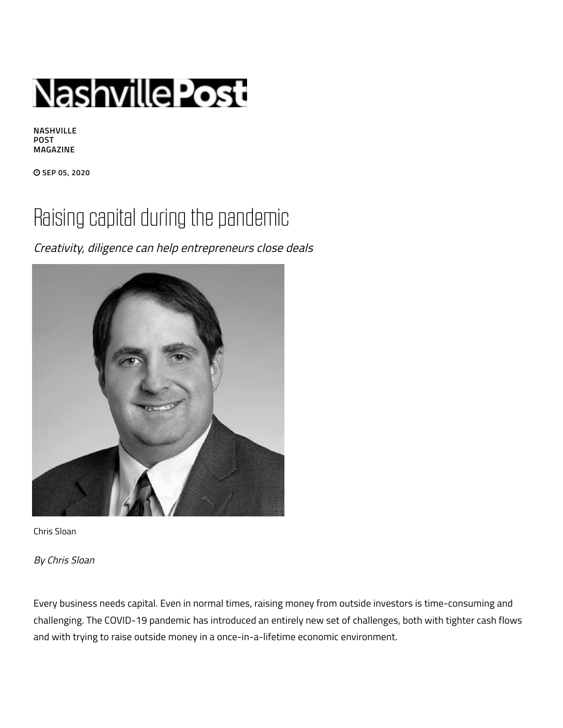NASHVILLE POST MAGAZINE

SEP 05, 2020

# Raising capital during the pandemic

*Creativity, diligence can help entrepreneurs close deals*

Chris Sloan

*By Chris Sloan*

Every business needs capital. Even in normal times, raising money from outside investors is time-consuming and challenging. The COVID-19 pandemic has introduced an entirely new set of challenges, both with tighter cash flows and with trying to raise outside money in a once-in-a-lifetime economic environment.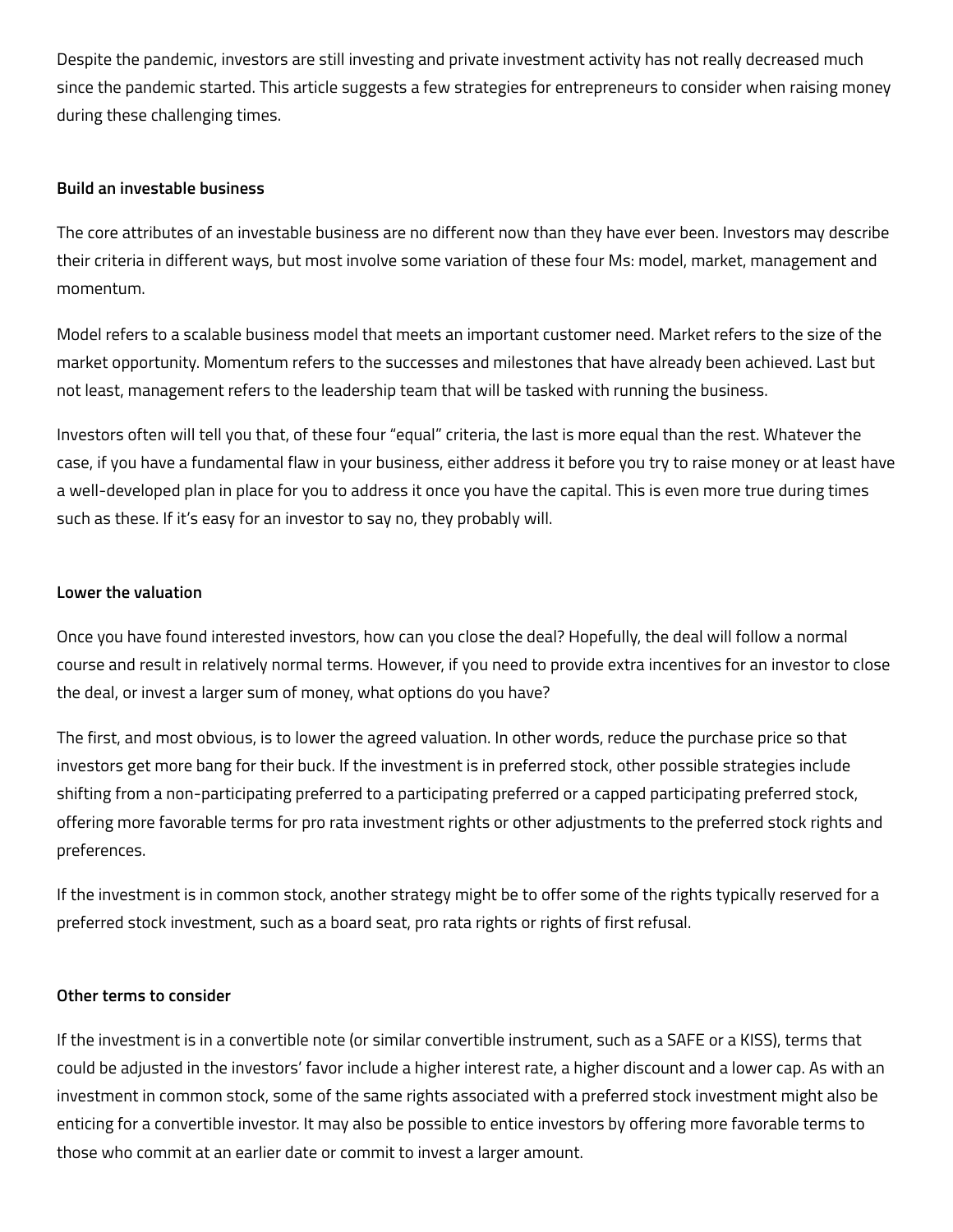Despite the pandemic, investors are still investing and private investment activity has not really decreased much since the pandemic started. This article suggests a few strategies for entrepreneurs to consider when raising money during these challenging times.

**Build an investable business**

The core attributes of an investable business are no different now than they have ever been. Investors may describe their criteria in different ways, but most involve some variation of these four Ms: model, market, management and momentum.

Model refers to a scalable business model that meets an important customer need. Market refers to the size of the market opportunity. Momentum refers to the successes and milestones that have already been achieved. Last but not least, management refers to the leadership team that will be tasked with running the business.

Investors often will tell you that, of these four "equal" criteria, the last is more equal than the rest. Whatever the case, if you have a fundamental flaw in your business, either address it before you try to raise money or at least have a well-developed plan in place for you to address it once you have the capital. This is even more true during times such as these. If it's easy for an investor to say no, they probably will.

**Lower the valuation**

Once you have found interested investors, how can you close the deal? Hopefully, the deal will follow a normal course and result in relatively normal terms. However, if you need to provide extra incentives for an investor to close the deal, or invest a larger sum of money, what options do you have?

The first, and most obvious, is to lower the agreed valuation. In other words, reduce the purchase price so that investors get more bang for their buck. If the investment is in preferred stock, other possible strategies include shifting from a non-participating preferred to a participating preferred or a capped participating preferred stock, offering more favorable terms for pro rata investment rights or other adjustments to the preferred stock rights and preferences.

If the investment is in common stock, another strategy might be to offer some of the rights typically reserved for a preferred stock investment, such as a board seat, pro rata rights or rights of first refusal.

**Other terms to consider**

If the investment is in a convertible note (or similar convertible instrument, such as a SAFE or a KISS), terms that could be adjusted in the investors' favor include a higher interest rate, a higher discount and a lower cap. As with an investment in common stock, some of the same rights associated with a preferred stock investment might also be enticing for a convertible investor. It may also be possible to entice investors by offering more favorable terms to those who commit at an earlier date or commit to invest a larger amount.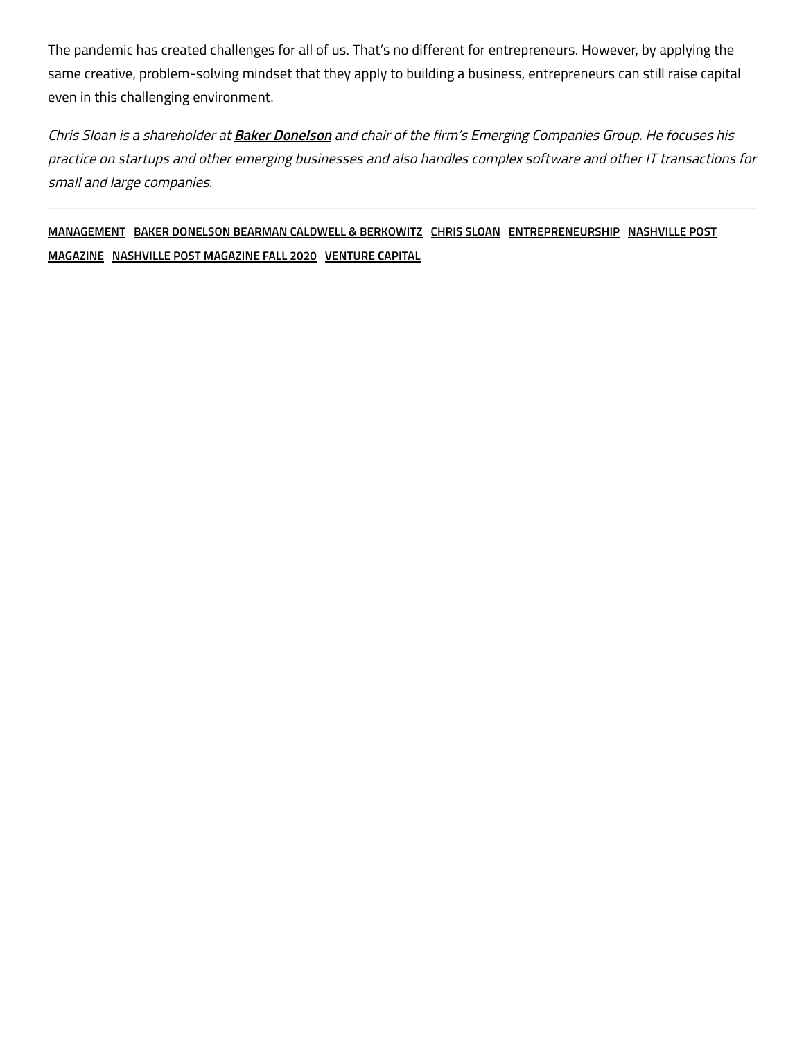The pandemic has created challenges for all of us. That's no different for entrepreneurs. However, by applying the same creative, problem-solving mindset that they apply to building a business, entrepreneurs can still raise capital even in this challenging environment.

*Chris Sloan is a shareholder at* ***Baker Donelson*** *and chair of the firm's Emerging Companies Group. He focuses his practice on startups and other emerging businesses and also handles complex software and other IT transactions for small and large companies.*

---

**MANAGEMENT** **BAKER DONELSON BEARMAN CALDWELL & BERKOWITZ** **CHRIS SLOAN** **ENTREPRENEURSHIP** **NASHVILLE POST MAGAZINE** **NASHVILLE POST MAGAZINE FALL 2020** **VENTURE CAPITAL**